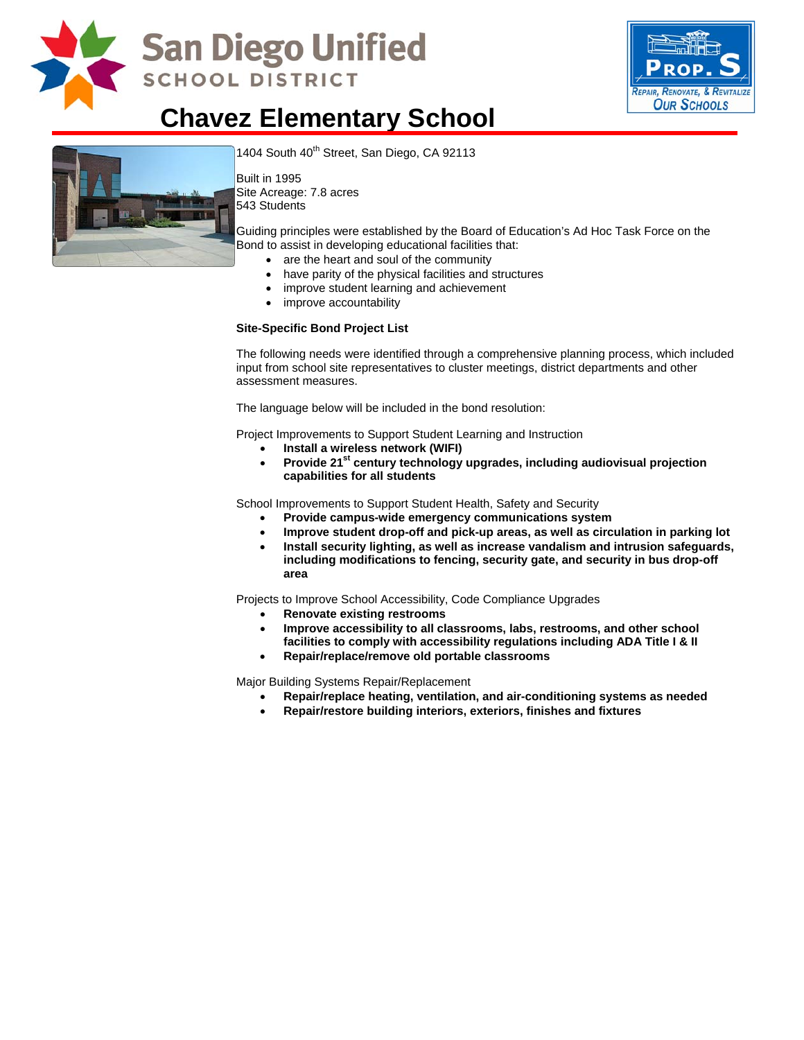San Diego Unified SCHOOL DISTRICT

PROP. S Repair, Renovate, & Revitalize Our Schools

# Chavez Elementary School

1404 South 40th Street, San Diego, CA 92113

Built in 1995
Site Acreage: 7.8 acres
543 Students

Guiding principles were established by the Board of Education's Ad Hoc Task Force on the Bond to assist in developing educational facilities that:

- are the heart and soul of the community
- have parity of the physical facilities and structures
- improve student learning and achievement
- improve accountability

**Site-Specific Bond Project List**

The following needs were identified through a comprehensive planning process, which included input from school site representatives to cluster meetings, district departments and other assessment measures.

The language below will be included in the bond resolution:

Project Improvements to Support Student Learning and Instruction

- **Install a wireless network (WIFI)**
- **Provide 21st century technology upgrades, including audiovisual projection capabilities for all students**

School Improvements to Support Student Health, Safety and Security

- **Provide campus-wide emergency communications system**
- **Improve student drop-off and pick-up areas, as well as circulation in parking lot**
- **Install security lighting, as well as increase vandalism and intrusion safeguards, including modifications to fencing, security gate, and security in bus drop-off area**

Projects to Improve School Accessibility, Code Compliance Upgrades

- **Renovate existing restrooms**
- **Improve accessibility to all classrooms, labs, restrooms, and other school facilities to comply with accessibility regulations including ADA Title I & II**
- **Repair/replace/remove old portable classrooms**

Major Building Systems Repair/Replacement

- **Repair/replace heating, ventilation, and air-conditioning systems as needed**
- **Repair/restore building interiors, exteriors, finishes and fixtures**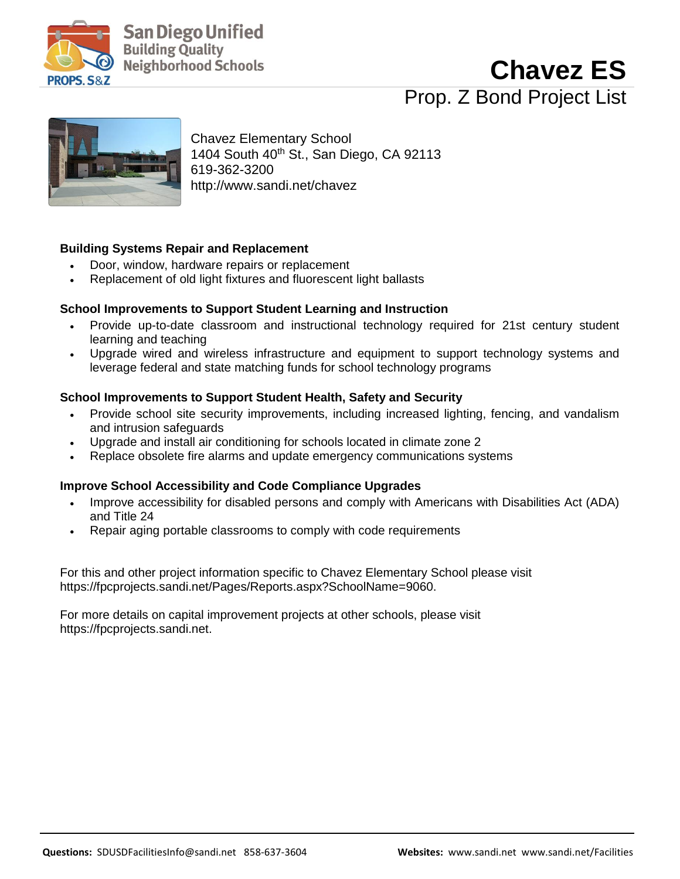# Chavez ES

## Prop. Z Bond Project List

Chavez Elementary School
1404 South 40th St., San Diego, CA 92113
619-362-3200
http://www.sandi.net/chavez

**Building Systems Repair and Replacement**

- Door, window, hardware repairs or replacement
- Replacement of old light fixtures and fluorescent light ballasts

**School Improvements to Support Student Learning and Instruction**

- Provide up-to-date classroom and instructional technology required for 21st century student learning and teaching
- Upgrade wired and wireless infrastructure and equipment to support technology systems and leverage federal and state matching funds for school technology programs

**School Improvements to Support Student Health, Safety and Security**

- Provide school site security improvements, including increased lighting, fencing, and vandalism and intrusion safeguards
- Upgrade and install air conditioning for schools located in climate zone 2
- Replace obsolete fire alarms and update emergency communications systems

**Improve School Accessibility and Code Compliance Upgrades**

- Improve accessibility for disabled persons and comply with Americans with Disabilities Act (ADA) and Title 24
- Repair aging portable classrooms to comply with code requirements

For this and other project information specific to Chavez Elementary School please visit https://fpcprojects.sandi.net/Pages/Reports.aspx?SchoolName=9060.

For more details on capital improvement projects at other schools, please visit https://fpcprojects.sandi.net.

**Questions:** SDUSDFacilitiesInfo@sandi.net 858-637-3604 **Websites:** www.sandi.net www.sandi.net/Facilities